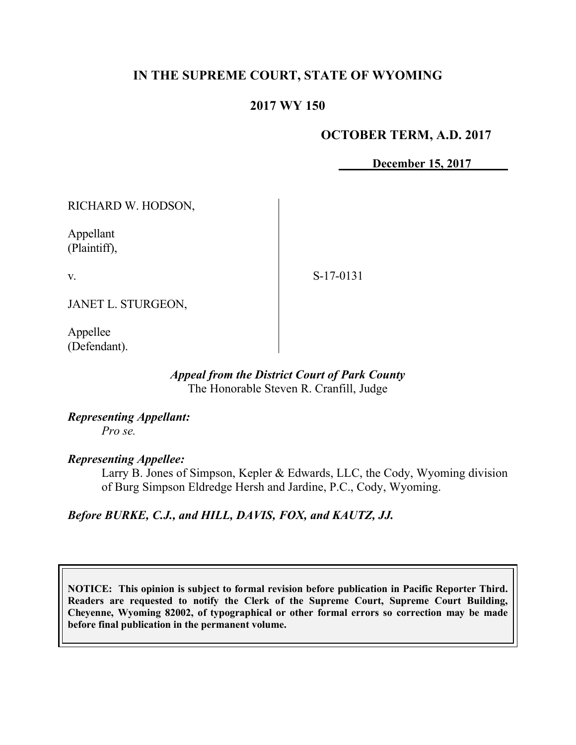# IN THE SUPREME COURT, STATE OF WYOMING

## 2017 WY 150

**OCTOBER TERM, A.D. 2017**

**December 15, 2017**

| | | |
|---|---|---|
| RICHARD W. HODSON,<br><br>Appellant<br>(Plaintiff),<br><br>v.<br><br>JANET L. STURGEON,<br><br>Appellee<br>(Defendant). | | S-17-0131 |

*Appeal from the District Court of Park County*
The Honorable Steven R. Cranfill, Judge

***Representing Appellant:***
*Pro se.*

***Representing Appellee:***
Larry B. Jones of Simpson, Kepler & Edwards, LLC, the Cody, Wyoming division of Burg Simpson Eldredge Hersh and Jardine, P.C., Cody, Wyoming.

***Before BURKE, C.J., and HILL, DAVIS, FOX, and KAUTZ, JJ.***

**NOTICE: This opinion is subject to formal revision before publication in Pacific Reporter Third. Readers are requested to notify the Clerk of the Supreme Court, Supreme Court Building, Cheyenne, Wyoming 82002, of typographical or other formal errors so correction may be made before final publication in the permanent volume.**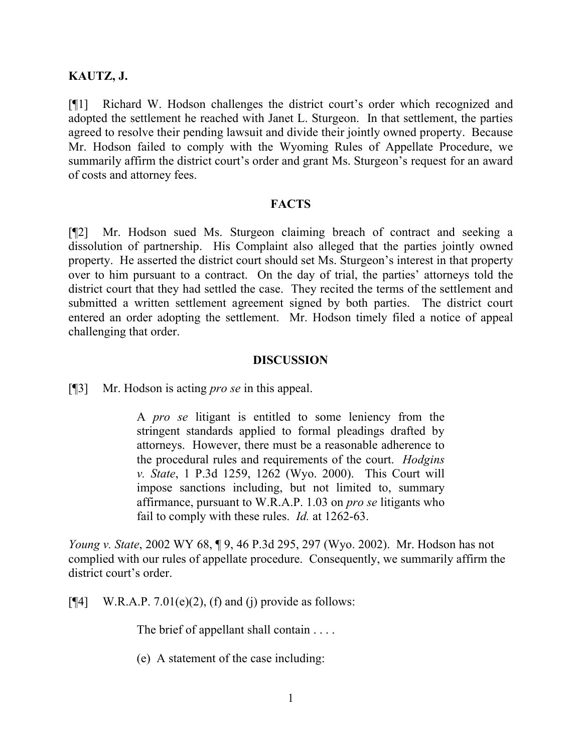**KAUTZ, J.**

[¶1] Richard W. Hodson challenges the district court's order which recognized and adopted the settlement he reached with Janet L. Sturgeon. In that settlement, the parties agreed to resolve their pending lawsuit and divide their jointly owned property. Because Mr. Hodson failed to comply with the Wyoming Rules of Appellate Procedure, we summarily affirm the district court's order and grant Ms. Sturgeon's request for an award of costs and attorney fees.

## FACTS

[¶2] Mr. Hodson sued Ms. Sturgeon claiming breach of contract and seeking a dissolution of partnership. His Complaint also alleged that the parties jointly owned property. He asserted the district court should set Ms. Sturgeon's interest in that property over to him pursuant to a contract. On the day of trial, the parties' attorneys told the district court that they had settled the case. They recited the terms of the settlement and submitted a written settlement agreement signed by both parties. The district court entered an order adopting the settlement. Mr. Hodson timely filed a notice of appeal challenging that order.

## DISCUSSION

[¶3] Mr. Hodson is acting *pro se* in this appeal.

> A *pro se* litigant is entitled to some leniency from the stringent standards applied to formal pleadings drafted by attorneys. However, there must be a reasonable adherence to the procedural rules and requirements of the court. *Hodgins v. State*, 1 P.3d 1259, 1262 (Wyo. 2000). This Court will impose sanctions including, but not limited to, summary affirmance, pursuant to W.R.A.P. 1.03 on *pro se* litigants who fail to comply with these rules. *Id.* at 1262-63.

*Young v. State*, 2002 WY 68, ¶ 9, 46 P.3d 295, 297 (Wyo. 2002). Mr. Hodson has not complied with our rules of appellate procedure. Consequently, we summarily affirm the district court's order.

[¶4] W.R.A.P. 7.01(e)(2), (f) and (j) provide as follows:

> The brief of appellant shall contain . . . .
>
> (e) A statement of the case including: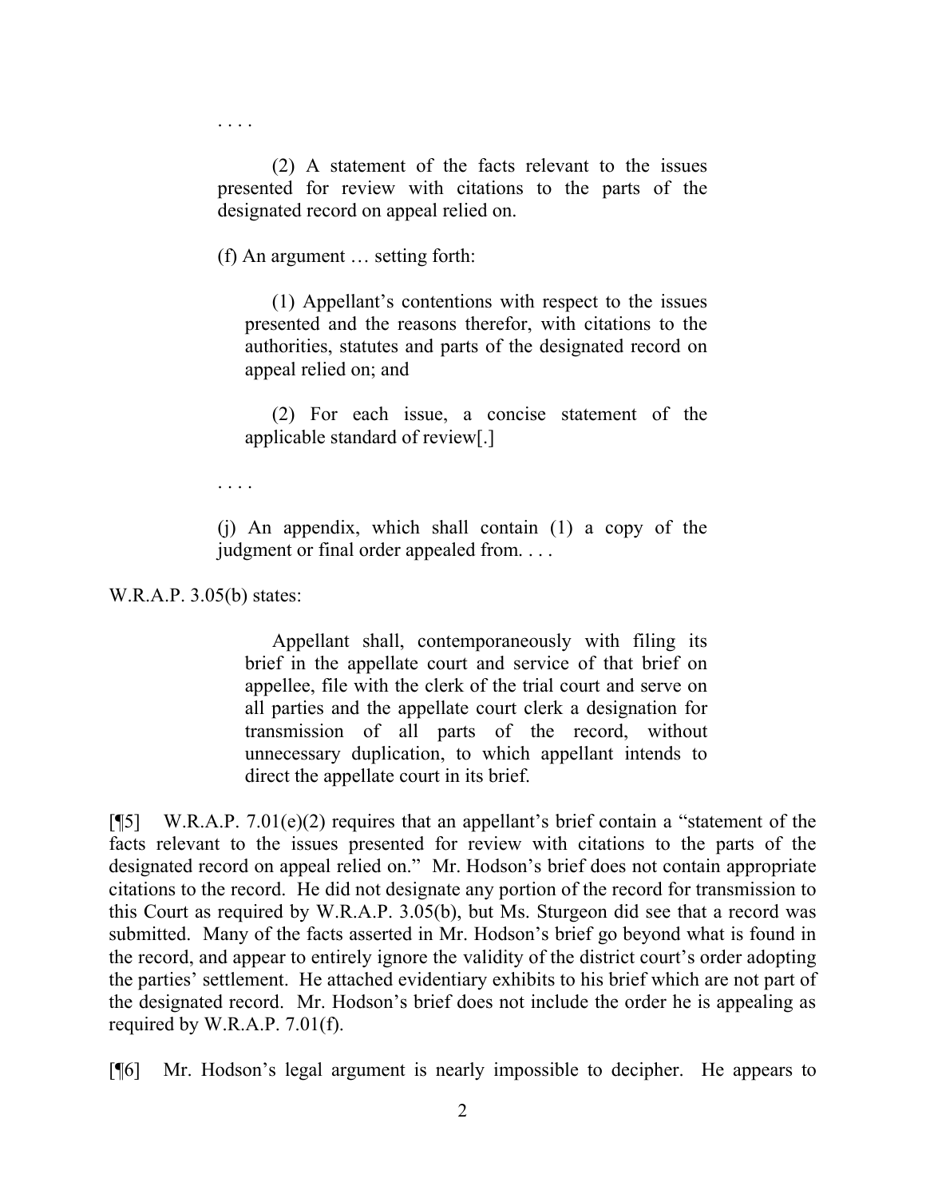. . . .

> (2) A statement of the facts relevant to the issues presented for review with citations to the parts of the designated record on appeal relied on.
>
> (f) An argument … setting forth:
>
> > (1) Appellant's contentions with respect to the issues presented and the reasons therefor, with citations to the authorities, statutes and parts of the designated record on appeal relied on; and
> >
> > (2) For each issue, a concise statement of the applicable standard of review[.]
>
> . . . .
>
> (j) An appendix, which shall contain (1) a copy of the judgment or final order appealed from. . . .

W.R.A.P. 3.05(b) states:

> Appellant shall, contemporaneously with filing its brief in the appellate court and service of that brief on appellee, file with the clerk of the trial court and serve on all parties and the appellate court clerk a designation for transmission of all parts of the record, without unnecessary duplication, to which appellant intends to direct the appellate court in its brief.

[¶5] W.R.A.P. 7.01(e)(2) requires that an appellant's brief contain a "statement of the facts relevant to the issues presented for review with citations to the parts of the designated record on appeal relied on." Mr. Hodson's brief does not contain appropriate citations to the record. He did not designate any portion of the record for transmission to this Court as required by W.R.A.P. 3.05(b), but Ms. Sturgeon did see that a record was submitted. Many of the facts asserted in Mr. Hodson's brief go beyond what is found in the record, and appear to entirely ignore the validity of the district court's order adopting the parties' settlement. He attached evidentiary exhibits to his brief which are not part of the designated record. Mr. Hodson's brief does not include the order he is appealing as required by W.R.A.P. 7.01(f).

[¶6] Mr. Hodson's legal argument is nearly impossible to decipher. He appears to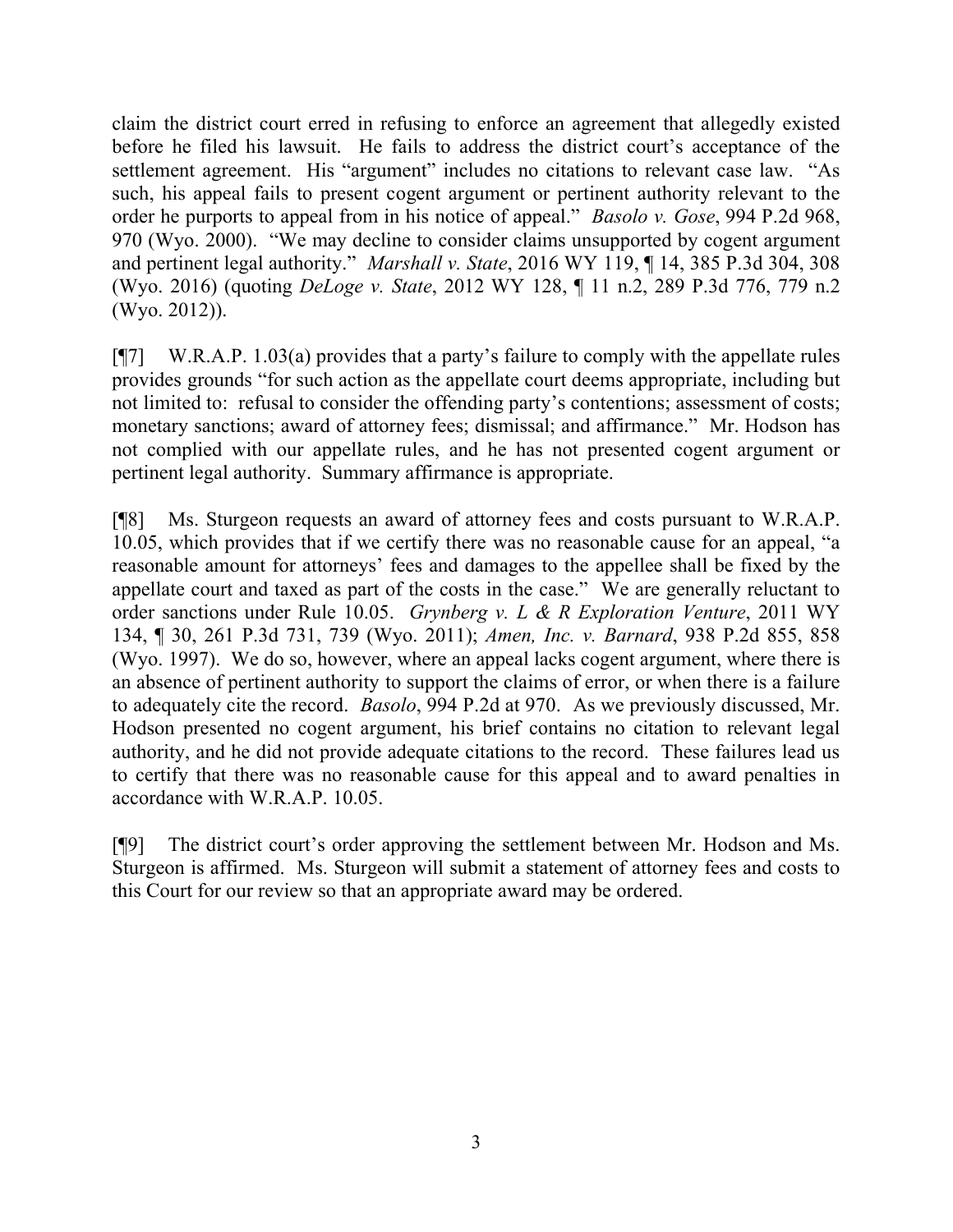claim the district court erred in refusing to enforce an agreement that allegedly existed before he filed his lawsuit. He fails to address the district court's acceptance of the settlement agreement. His "argument" includes no citations to relevant case law. "As such, his appeal fails to present cogent argument or pertinent authority relevant to the order he purports to appeal from in his notice of appeal." *Basolo v. Gose*, 994 P.2d 968, 970 (Wyo. 2000). "We may decline to consider claims unsupported by cogent argument and pertinent legal authority." *Marshall v. State*, 2016 WY 119, ¶ 14, 385 P.3d 304, 308 (Wyo. 2016) (quoting *DeLoge v. State*, 2012 WY 128, ¶ 11 n.2, 289 P.3d 776, 779 n.2 (Wyo. 2012)).

[¶7] W.R.A.P. 1.03(a) provides that a party's failure to comply with the appellate rules provides grounds "for such action as the appellate court deems appropriate, including but not limited to: refusal to consider the offending party's contentions; assessment of costs; monetary sanctions; award of attorney fees; dismissal; and affirmance." Mr. Hodson has not complied with our appellate rules, and he has not presented cogent argument or pertinent legal authority. Summary affirmance is appropriate.

[¶8] Ms. Sturgeon requests an award of attorney fees and costs pursuant to W.R.A.P. 10.05, which provides that if we certify there was no reasonable cause for an appeal, "a reasonable amount for attorneys' fees and damages to the appellee shall be fixed by the appellate court and taxed as part of the costs in the case." We are generally reluctant to order sanctions under Rule 10.05. *Grynberg v. L & R Exploration Venture*, 2011 WY 134, ¶ 30, 261 P.3d 731, 739 (Wyo. 2011); *Amen, Inc. v. Barnard*, 938 P.2d 855, 858 (Wyo. 1997). We do so, however, where an appeal lacks cogent argument, where there is an absence of pertinent authority to support the claims of error, or when there is a failure to adequately cite the record. *Basolo*, 994 P.2d at 970. As we previously discussed, Mr. Hodson presented no cogent argument, his brief contains no citation to relevant legal authority, and he did not provide adequate citations to the record. These failures lead us to certify that there was no reasonable cause for this appeal and to award penalties in accordance with W.R.A.P. 10.05.

[¶9] The district court's order approving the settlement between Mr. Hodson and Ms. Sturgeon is affirmed. Ms. Sturgeon will submit a statement of attorney fees and costs to this Court for our review so that an appropriate award may be ordered.